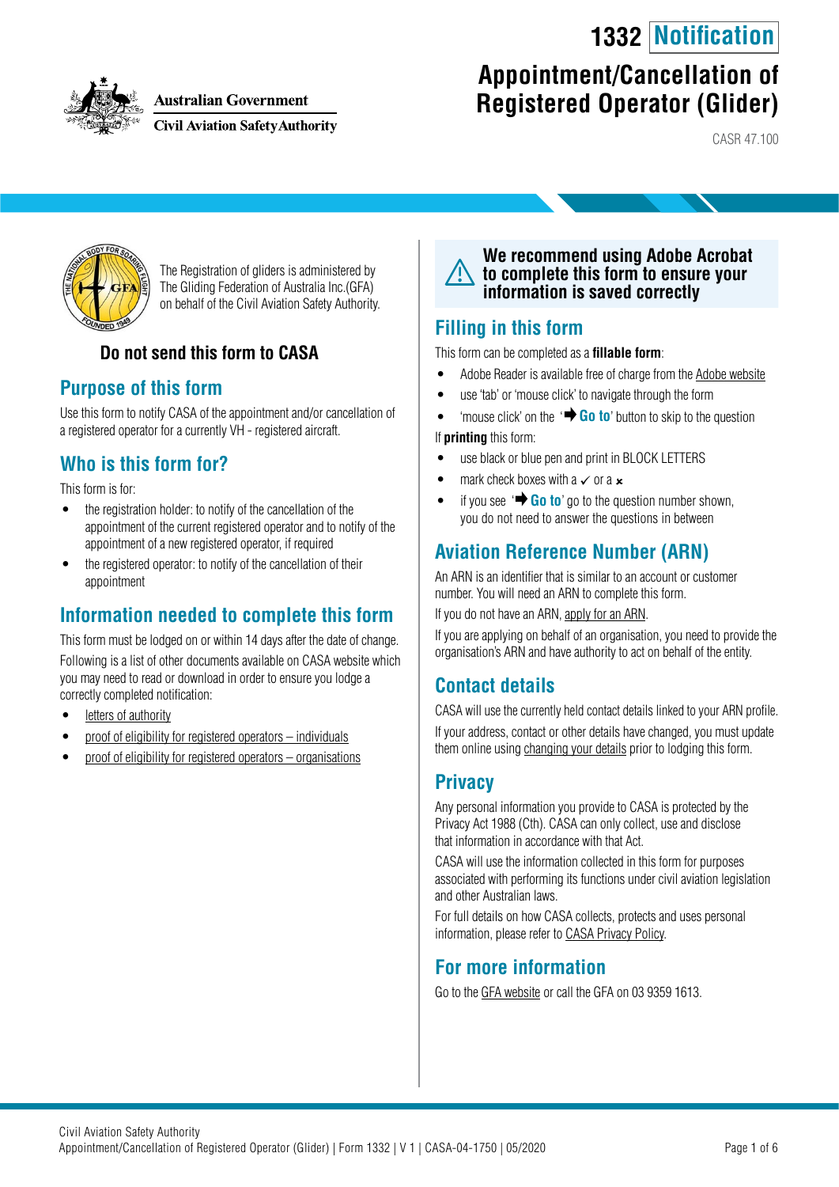Australian Government
Civil Aviation Safety Authority

# 1332 Notification

# Appointment/Cancellation of Registered Operator (Glider)

CASR 47.100

The Registration of gliders is administered by The Gliding Federation of Australia Inc.(GFA) on behalf of the Civil Aviation Safety Authority.

**Do not send this form to CASA**

## Purpose of this form

Use this form to notify CASA of the appointment and/or cancellation of a registered operator for a currently VH - registered aircraft.

## Who is this form for?

This form is for:

- the registration holder: to notify of the cancellation of the appointment of the current registered operator and to notify of the appointment of a new registered operator, if required
- the registered operator: to notify of the cancellation of their appointment

## Information needed to complete this form

This form must be lodged on or within 14 days after the date of change.

Following is a list of other documents available on CASA website which you may need to read or download in order to ensure you lodge a correctly completed notification:

- letters of authority
- proof of eligibility for registered operators – individuals
- proof of eligibility for registered operators – organisations

**We recommend using Adobe Acrobat to complete this form to ensure your information is saved correctly**

## Filling in this form

This form can be completed as a **fillable form**:

- Adobe Reader is available free of charge from the Adobe website
- use 'tab' or 'mouse click' to navigate through the form
- 'mouse click' on the '➡ Go to' button to skip to the question

If **printing** this form:

- use black or blue pen and print in BLOCK LETTERS
- mark check boxes with a ✓ or a ✗
- if you see '➡ Go to' go to the question number shown, you do not need to answer the questions in between

## Aviation Reference Number (ARN)

An ARN is an identifier that is similar to an account or customer number. You will need an ARN to complete this form.

If you do not have an ARN, apply for an ARN.

If you are applying on behalf of an organisation, you need to provide the organisation's ARN and have authority to act on behalf of the entity.

## Contact details

CASA will use the currently held contact details linked to your ARN profile.

If your address, contact or other details have changed, you must update them online using changing your details prior to lodging this form.

## Privacy

Any personal information you provide to CASA is protected by the Privacy Act 1988 (Cth). CASA can only collect, use and disclose that information in accordance with that Act.

CASA will use the information collected in this form for purposes associated with performing its functions under civil aviation legislation and other Australian laws.

For full details on how CASA collects, protects and uses personal information, please refer to CASA Privacy Policy.

## For more information

Go to the GFA website or call the GFA on 03 9359 1613.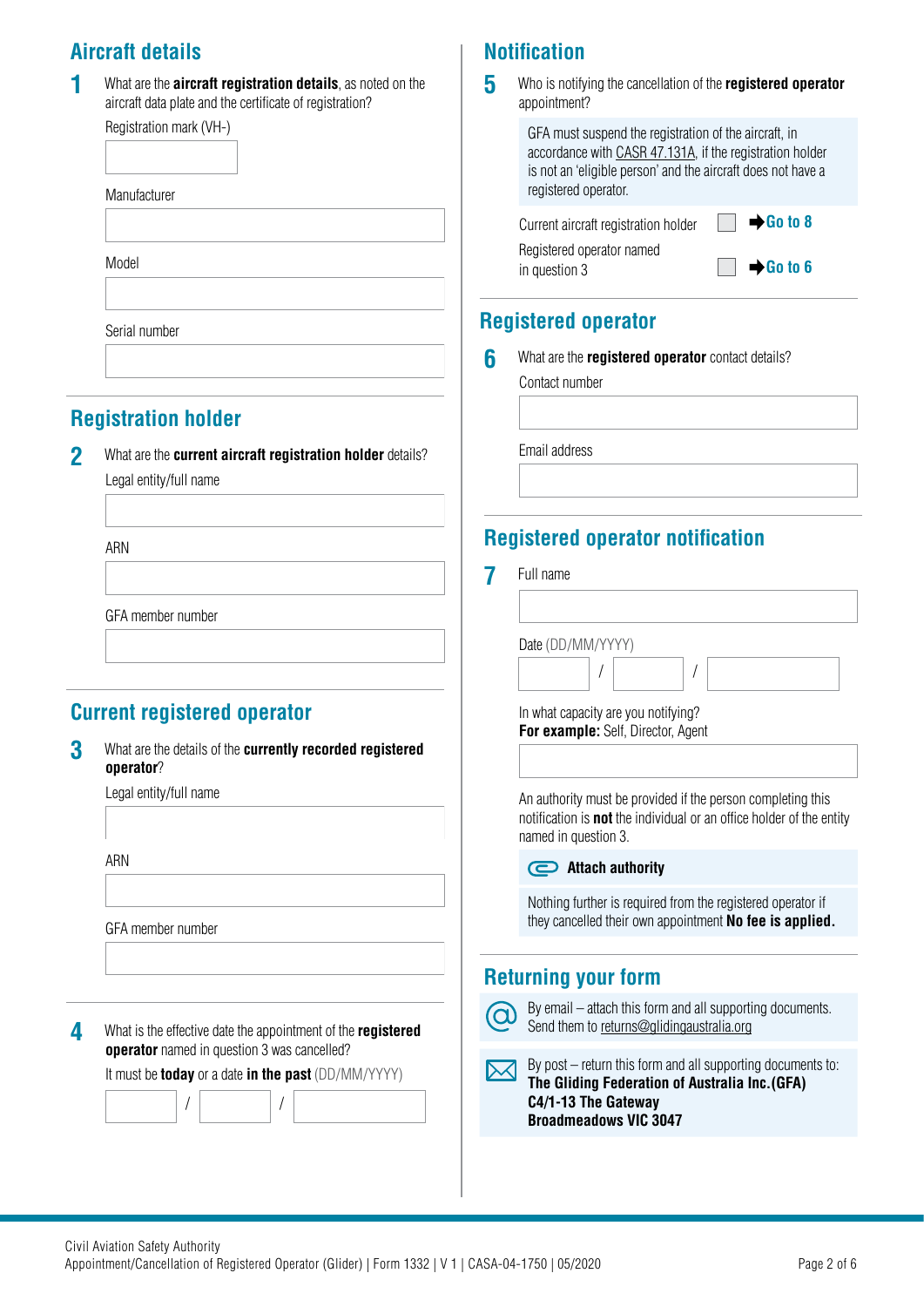## Aircraft details

**1** What are the **aircraft registration details**, as noted on the aircraft data plate and the certificate of registration?

Registration mark (VH-)

Manufacturer

Model

Serial number

## Registration holder

**2** What are the **current aircraft registration holder** details?

Legal entity/full name

ARN

GFA member number

## Current registered operator

**3** What are the details of the **currently recorded registered operator**?

Legal entity/full name

ARN

GFA member number

**4** What is the effective date the appointment of the **registered operator** named in question 3 was cancelled?

It must be **today** or a date **in the past** (DD/MM/YYYY)

/ /

## Notification

**5** Who is notifying the cancellation of the **registered operator** appointment?

GFA must suspend the registration of the aircraft, in accordance with CASR 47.131A, if the registration holder is not an 'eligible person' and the aircraft does not have a registered operator.

- Current aircraft registration holder ☐ **➡Go to 8**
- Registered operator named in question 3 ☐ **➡Go to 6**

## Registered operator

**6** What are the **registered operator** contact details?

Contact number

Email address

## Registered operator notification

**7** Full name

Date (DD/MM/YYYY)

/ /

In what capacity are you notifying?
**For example:** Self, Director, Agent

An authority must be provided if the person completing this notification is **not** the individual or an office holder of the entity named in question 3.

**Attach authority**

Nothing further is required from the registered operator if they cancelled their own appointment **No fee is applied.**

## Returning your form

By email – attach this form and all supporting documents. Send them to returns@glidingaustralia.org

By post – return this form and all supporting documents to:
**The Gliding Federation of Australia Inc.(GFA)**
**C4/1-13 The Gateway**
**Broadmeadows VIC 3047**

Civil Aviation Safety Authority
Appointment/Cancellation of Registered Operator (Glider) | Form 1332 | V 1 | CASA-04-1750 | 05/2020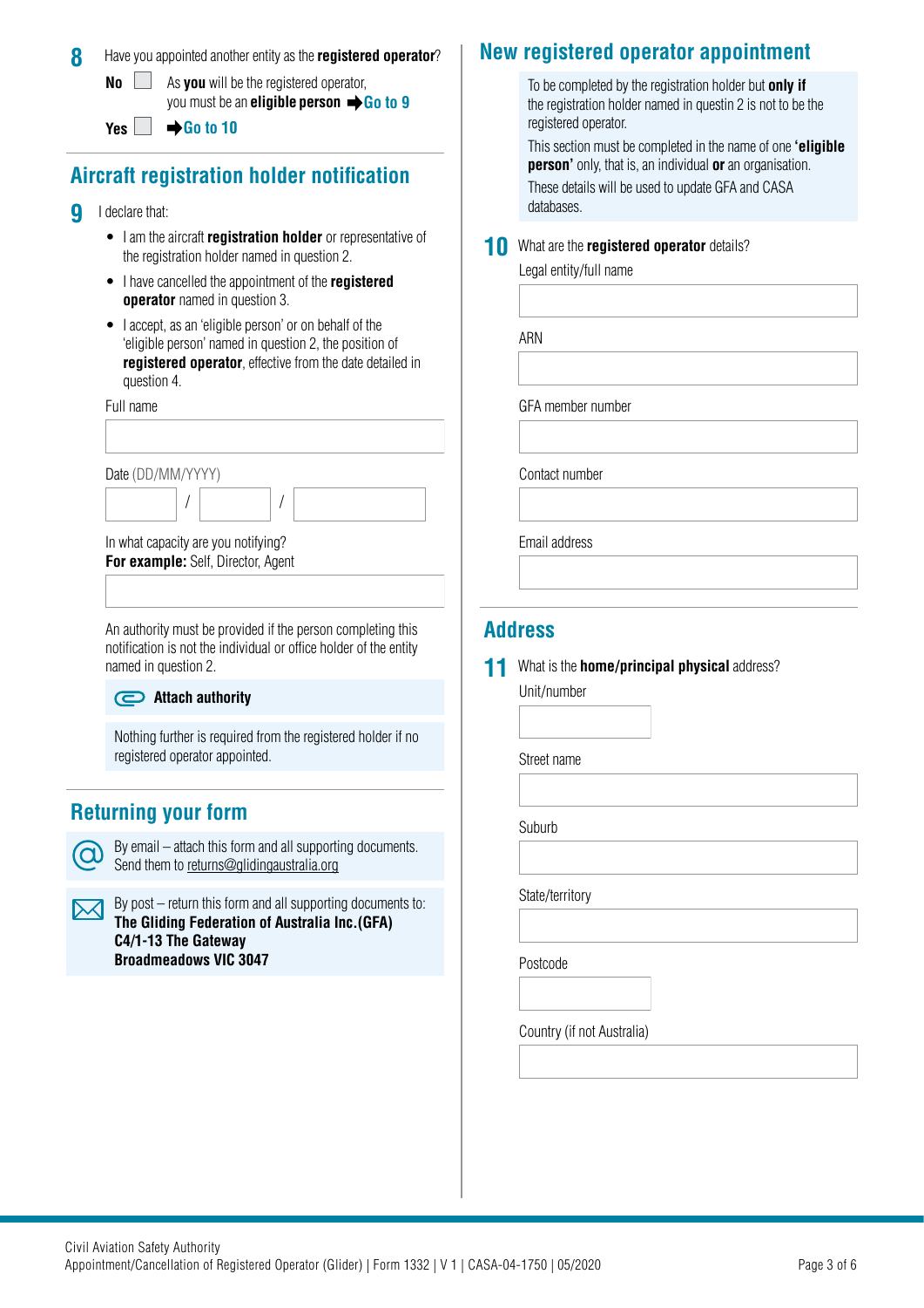**8** Have you appointed another entity as the **registered operator**?

**No** ☐ As **you** will be the registered operator, you must be an **eligible person** ➡ **Go to 9**

**Yes** ☐ ➡ **Go to 10**

## Aircraft registration holder notification

**9** I declare that:

- I am the aircraft **registration holder** or representative of the registration holder named in question 2.
- I have cancelled the appointment of the **registered operator** named in question 3.
- I accept, as an 'eligible person' or on behalf of the 'eligible person' named in question 2, the position of **registered operator**, effective from the date detailed in question 4.

Full name

Date (DD/MM/YYYY)

In what capacity are you notifying?
**For example:** Self, Director, Agent

An authority must be provided if the person completing this notification is not the individual or office holder of the entity named in question 2.

**Attach authority**

Nothing further is required from the registered holder if no registered operator appointed.

## Returning your form

By email – attach this form and all supporting documents. Send them to returns@glidingaustralia.org

By post – return this form and all supporting documents to:
**The Gliding Federation of Australia Inc.(GFA)**
**C4/1-13 The Gateway**
**Broadmeadows VIC 3047**

## New registered operator appointment

To be completed by the registration holder but **only if** the registration holder named in questin 2 is not to be the registered operator.

This section must be completed in the name of one **'eligible person'** only, that is, an individual **or** an organisation.

These details will be used to update GFA and CASA databases.

**10** What are the **registered operator** details?

Legal entity/full name

ARN

GFA member number

Contact number

Email address

## Address

**11** What is the **home/principal physical** address?

Unit/number

Street name

Suburb

State/territory

Postcode

Country (if not Australia)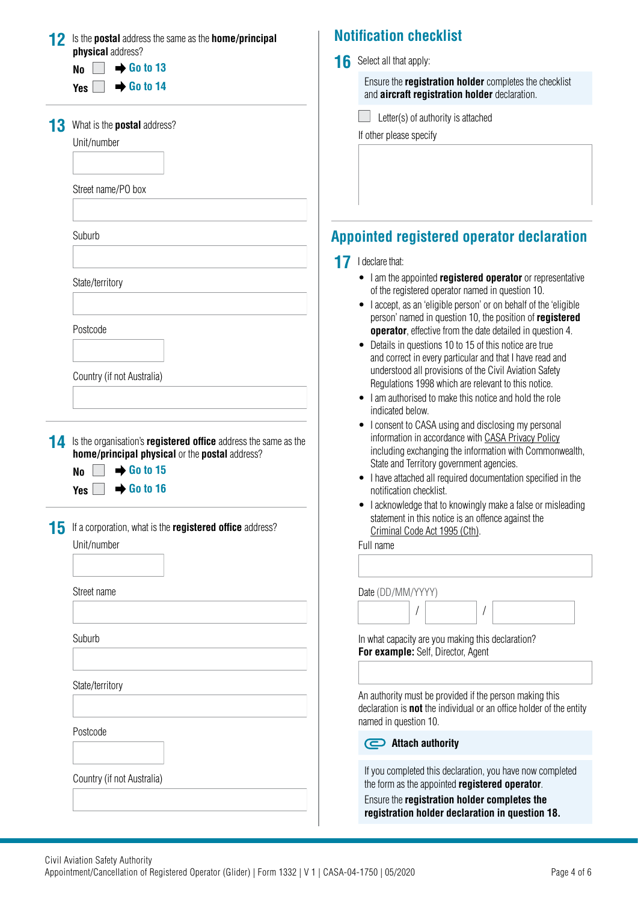**12** Is the **postal** address the same as the **home/principal physical** address?

**No** ☐ ➡ **Go to 13**

**Yes** ☐ ➡ **Go to 14**

**13** What is the **postal** address?

Unit/number

Street name/PO box

Suburb

State/territory

Postcode

Country (if not Australia)

**14** Is the organisation's **registered office** address the same as the **home/principal physical** or the **postal** address?

**No** ☐ ➡ **Go to 15**

**Yes** ☐ ➡ **Go to 16**

**15** If a corporation, what is the **registered office** address?

Unit/number

Street name

Suburb

State/territory

Postcode

Country (if not Australia)

## Notification checklist

**16** Select all that apply:

Ensure the **registration holder** completes the checklist and **aircraft registration holder** declaration.

☐ Letter(s) of authority is attached

If other please specify

## Appointed registered operator declaration

**17** I declare that:

- I am the appointed **registered operator** or representative of the registered operator named in question 10.
- I accept, as an 'eligible person' or on behalf of the 'eligible person' named in question 10, the position of **registered operator**, effective from the date detailed in question 4.
- Details in questions 10 to 15 of this notice are true and correct in every particular and that I have read and understood all provisions of the Civil Aviation Safety Regulations 1998 which are relevant to this notice.
- I am authorised to make this notice and hold the role indicated below.
- I consent to CASA using and disclosing my personal information in accordance with CASA Privacy Policy including exchanging the information with Commonwealth, State and Territory government agencies.
- I have attached all required documentation specified in the notification checklist.
- I acknowledge that to knowingly make a false or misleading statement in this notice is an offence against the Criminal Code Act 1995 (Cth).

Full name

Date (DD/MM/YYYY)

/ /

In what capacity are you making this declaration?
**For example:** Self, Director, Agent

An authority must be provided if the person making this declaration is **not** the individual or an office holder of the entity named in question 10.

**Attach authority**

If you completed this declaration, you have now completed the form as the appointed **registered operator**.

Ensure the **registration holder completes the registration holder declaration in question 18.**

Civil Aviation Safety Authority
Appointment/Cancellation of Registered Operator (Glider) | Form 1332 | V 1 | CASA-04-1750 | 05/2020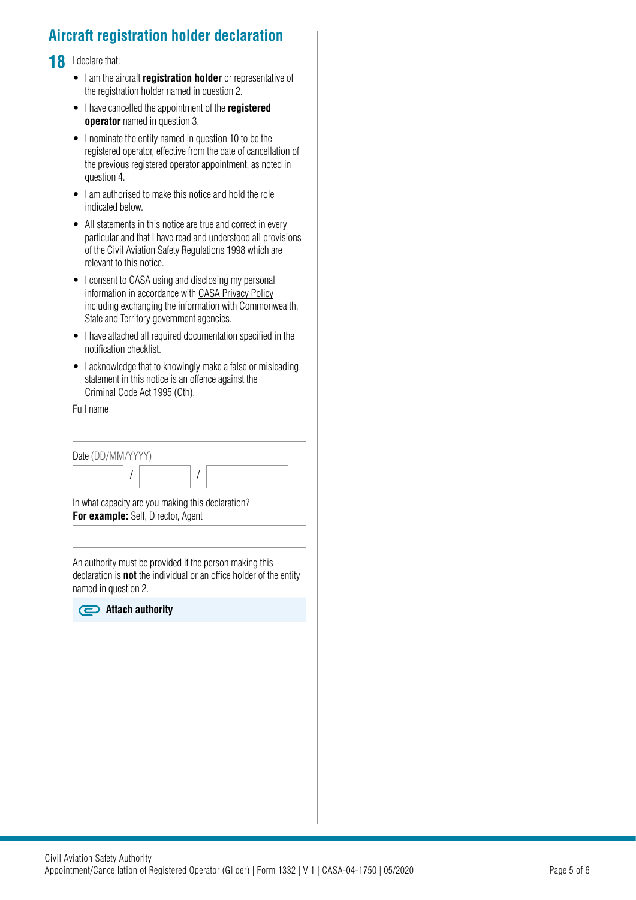## Aircraft registration holder declaration

**18** I declare that:

- I am the aircraft **registration holder** or representative of the registration holder named in question 2.
- I have cancelled the appointment of the **registered operator** named in question 3.
- I nominate the entity named in question 10 to be the registered operator, effective from the date of cancellation of the previous registered operator appointment, as noted in question 4.
- I am authorised to make this notice and hold the role indicated below.
- All statements in this notice are true and correct in every particular and that I have read and understood all provisions of the Civil Aviation Safety Regulations 1998 which are relevant to this notice.
- I consent to CASA using and disclosing my personal information in accordance with CASA Privacy Policy including exchanging the information with Commonwealth, State and Territory government agencies.
- I have attached all required documentation specified in the notification checklist.
- I acknowledge that to knowingly make a false or misleading statement in this notice is an offence against the Criminal Code Act 1995 (Cth).

Full name

Date (DD/MM/YYYY)

&nbsp;&nbsp;&nbsp;&nbsp;/&nbsp;&nbsp;&nbsp;&nbsp;/

In what capacity are you making this declaration?
**For example:** Self, Director, Agent

An authority must be provided if the person making this declaration is **not** the individual or an office holder of the entity named in question 2.

**Attach authority**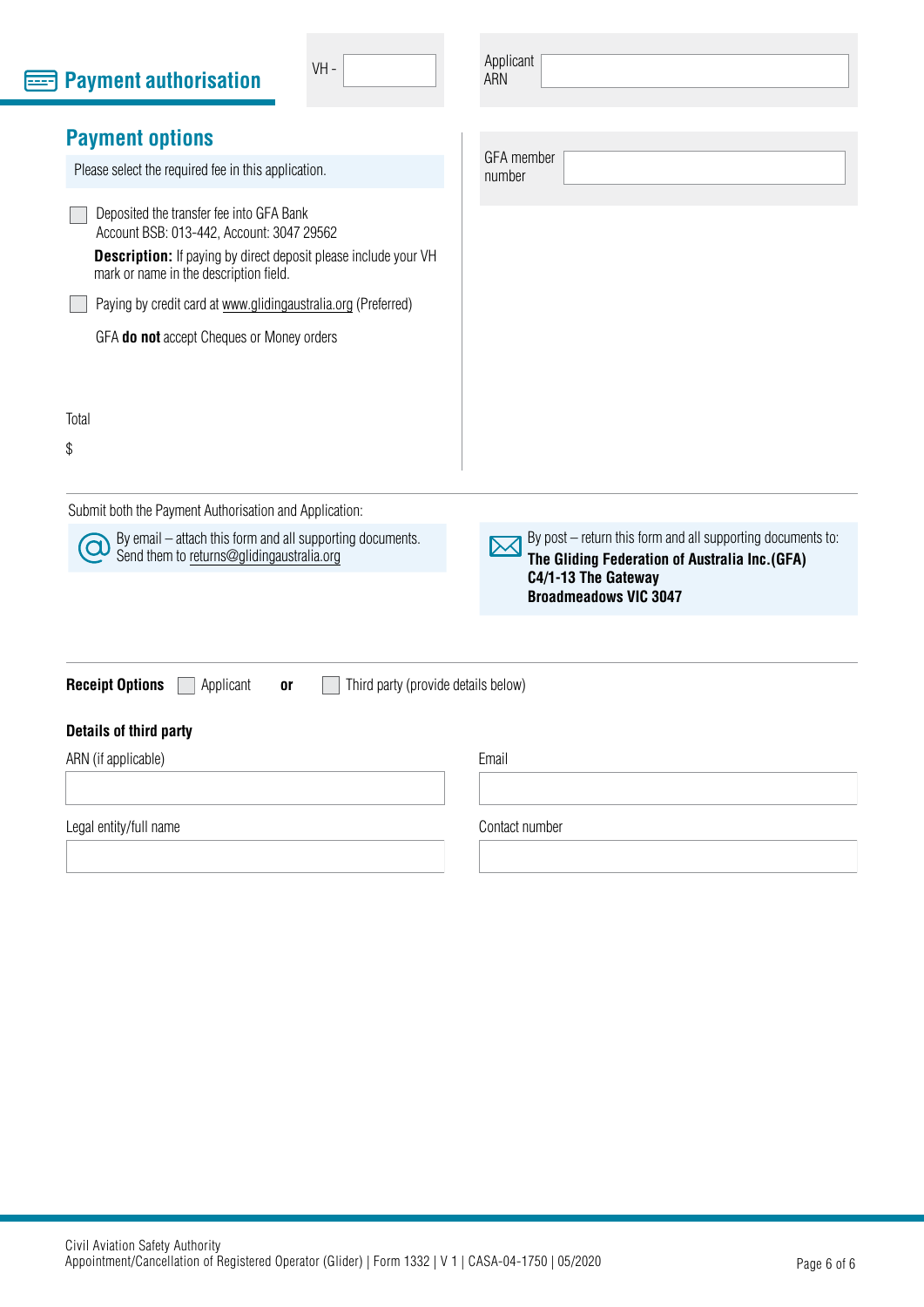## Payment authorisation

VH - 

Applicant ARN 

GFA member number 

## Payment options

Please select the required fee in this application.

☐ Deposited the transfer fee into GFA Bank Account BSB: 013-442, Account: 3047 29562

**Description:** If paying by direct deposit please include your VH mark or name in the description field.

☐ Paying by credit card at www.glidingaustralia.org (Preferred)

GFA **do not** accept Cheques or Money orders

Total

$

Submit both the Payment Authorisation and Application:

By email – attach this form and all supporting documents. Send them to returns@glidingaustralia.org

By post – return this form and all supporting documents to:
**The Gliding Federation of Australia Inc.(GFA)**
**C4/1-13 The Gateway**
**Broadmeadows VIC 3047**

**Receipt Options** ☐ Applicant **or** ☐ Third party (provide details below)

**Details of third party**

ARN (if applicable)

Email

Legal entity/full name

Contact number

Civil Aviation Safety Authority
Appointment/Cancellation of Registered Operator (Glider) | Form 1332 | V 1 | CASA-04-1750 | 05/2020